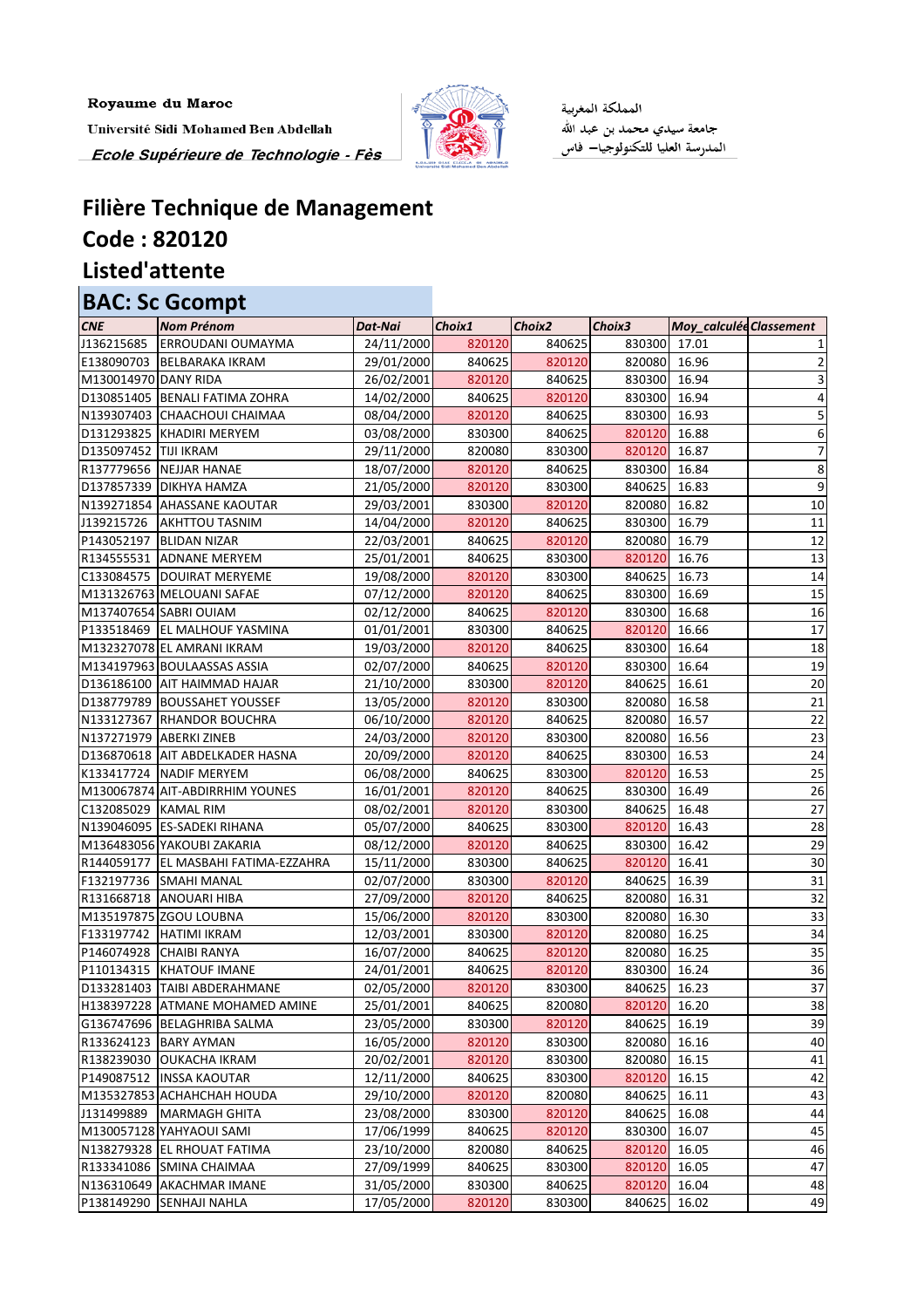Royaume du Maroc

Université Sidi Mohamed Ben Abdellah

*Ecole Supérieure de Technologie - Fès*

المملكة المغربية

جامعة سيدي محمد بن عبد الله

المدرسة العليا للتكنولوجيا – فاس

# Filière Technique de Management

# Code : 820120

# Listed'attente

## BAC: Sc Gcompt

| CNE | Nom Prénom | Dat-Nai | Choix1 | Choix2 | Choix3 | Moy_calculée | Classement |
|---|---|---|---|---|---|---|---|
| J136215685 | ERROUDANI OUMAYMA | 24/11/2000 | 820120 | 840625 | 830300 | 17.01 | 1 |
| E138090703 | BELBARAKA IKRAM | 29/01/2000 | 840625 | 820120 | 820080 | 16.96 | 2 |
| M130014970 | DANY RIDA | 26/02/2001 | 820120 | 840625 | 830300 | 16.94 | 3 |
| D130851405 | BENALI FATIMA ZOHRA | 14/02/2000 | 840625 | 820120 | 830300 | 16.94 | 4 |
| N139307403 | CHAACHOUI CHAIMAA | 08/04/2000 | 820120 | 840625 | 830300 | 16.93 | 5 |
| D131293825 | KHADIRI MERYEM | 03/08/2000 | 830300 | 840625 | 820120 | 16.88 | 6 |
| D135097452 | TIJI IKRAM | 29/11/2000 | 820080 | 830300 | 820120 | 16.87 | 7 |
| R137779656 | NEJJAR HANAE | 18/07/2000 | 820120 | 840625 | 830300 | 16.84 | 8 |
| D137857339 | DIKHYA HAMZA | 21/05/2000 | 820120 | 830300 | 840625 | 16.83 | 9 |
| N139271854 | AHASSANE KAOUTAR | 29/03/2001 | 830300 | 820120 | 820080 | 16.82 | 10 |
| J139215726 | AKHTTOU TASNIM | 14/04/2000 | 820120 | 840625 | 830300 | 16.79 | 11 |
| P143052197 | BLIDAN NIZAR | 22/03/2001 | 840625 | 820120 | 820080 | 16.79 | 12 |
| R134555531 | ADNANE MERYEM | 25/01/2001 | 840625 | 830300 | 820120 | 16.76 | 13 |
| C133084575 | DOUIRAT MERYEME | 19/08/2000 | 820120 | 830300 | 840625 | 16.73 | 14 |
| M131326763 | MELOUANI SAFAE | 07/12/2000 | 820120 | 840625 | 830300 | 16.69 | 15 |
| M137407654 | SABRI OUIAM | 02/12/2000 | 840625 | 820120 | 830300 | 16.68 | 16 |
| P133518469 | EL MALHOUF YASMINA | 01/01/2001 | 830300 | 840625 | 820120 | 16.66 | 17 |
| M132327078 | EL AMRANI IKRAM | 19/03/2000 | 820120 | 840625 | 830300 | 16.64 | 18 |
| M134197963 | BOULAASSAS ASSIA | 02/07/2000 | 840625 | 820120 | 830300 | 16.64 | 19 |
| D136186100 | AIT HAIMMAD HAJAR | 21/10/2000 | 830300 | 820120 | 840625 | 16.61 | 20 |
| D138779789 | BOUSSAHET YOUSSEF | 13/05/2000 | 820120 | 830300 | 820080 | 16.58 | 21 |
| N133127367 | RHANDOR BOUCHRA | 06/10/2000 | 820120 | 840625 | 820080 | 16.57 | 22 |
| N137271979 | ABERKI ZINEB | 24/03/2000 | 820120 | 830300 | 820080 | 16.56 | 23 |
| D136870618 | AIT ABDELKADER HASNA | 20/09/2000 | 820120 | 840625 | 830300 | 16.53 | 24 |
| K133417724 | NADIF MERYEM | 06/08/2000 | 840625 | 830300 | 820120 | 16.53 | 25 |
| M130067874 | AIT-ABDIRRHIM YOUNES | 16/01/2001 | 820120 | 840625 | 830300 | 16.49 | 26 |
| C132085029 | KAMAL RIM | 08/02/2001 | 820120 | 830300 | 840625 | 16.48 | 27 |
| N139046095 | ES-SADEKI RIHANA | 05/07/2000 | 840625 | 830300 | 820120 | 16.43 | 28 |
| M136483056 | YAKOUBI ZAKARIA | 08/12/2000 | 820120 | 840625 | 830300 | 16.42 | 29 |
| R144059177 | EL MASBAHI FATIMA-EZZAHRA | 15/11/2000 | 830300 | 840625 | 820120 | 16.41 | 30 |
| F132197736 | SMAHI MANAL | 02/07/2000 | 830300 | 820120 | 840625 | 16.39 | 31 |
| R131668718 | ANOUARI HIBA | 27/09/2000 | 820120 | 840625 | 820080 | 16.31 | 32 |
| M135197875 | ZGOU LOUBNA | 15/06/2000 | 820120 | 830300 | 820080 | 16.30 | 33 |
| F133197742 | HATIMI IKRAM | 12/03/2001 | 830300 | 820120 | 820080 | 16.25 | 34 |
| P146074928 | CHAIBI RANYA | 16/07/2000 | 840625 | 820120 | 820080 | 16.25 | 35 |
| P110134315 | KHATOUF IMANE | 24/01/2001 | 840625 | 820120 | 830300 | 16.24 | 36 |
| D133281403 | TAIBI ABDERAHMANE | 02/05/2000 | 820120 | 830300 | 840625 | 16.23 | 37 |
| H138397228 | ATMANE MOHAMED AMINE | 25/01/2001 | 840625 | 820080 | 820120 | 16.20 | 38 |
| G136747696 | BELAGHRIBA SALMA | 23/05/2000 | 830300 | 820120 | 840625 | 16.19 | 39 |
| R133624123 | BARY AYMAN | 16/05/2000 | 820120 | 830300 | 820080 | 16.16 | 40 |
| R138239030 | OUKACHA IKRAM | 20/02/2001 | 820120 | 830300 | 820080 | 16.15 | 41 |
| P149087512 | INSSA KAOUTAR | 12/11/2000 | 840625 | 830300 | 820120 | 16.15 | 42 |
| M135327853 | ACHAHCHAH HOUDA | 29/10/2000 | 820120 | 820080 | 840625 | 16.11 | 43 |
| J131499889 | MARMAGH GHITA | 23/08/2000 | 830300 | 820120 | 840625 | 16.08 | 44 |
| M130057128 | YAHYAOUI SAMI | 17/06/1999 | 840625 | 820120 | 830300 | 16.07 | 45 |
| N138279328 | EL RHOUAT FATIMA | 23/10/2000 | 820080 | 840625 | 820120 | 16.05 | 46 |
| R133341086 | SMINA CHAIMAA | 27/09/1999 | 840625 | 830300 | 820120 | 16.05 | 47 |
| N136310649 | AKACHMAR IMANE | 31/05/2000 | 830300 | 840625 | 820120 | 16.04 | 48 |
| P138149290 | SENHAJI NAHLA | 17/05/2000 | 820120 | 830300 | 840625 | 16.02 | 49 |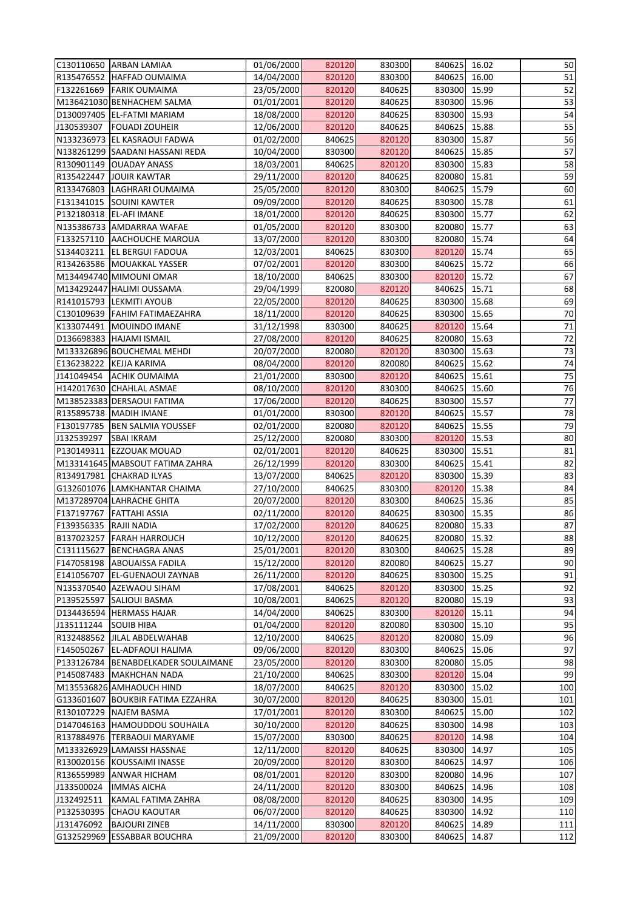| | | | | | | | |
|---|---|---|---|---|---|---|---|
| C130110650 | ARBAN LAMIAA | 01/06/2000 | 820120 | 830300 | 840625 | 16.02 | 50 |
| R135476552 | HAFFAD OUMAIMA | 14/04/2000 | 820120 | 830300 | 840625 | 16.00 | 51 |
| F132261669 | FARIK OUMAIMA | 23/05/2000 | 820120 | 840625 | 830300 | 15.99 | 52 |
| M136421030 | BENHACHEM SALMA | 01/01/2001 | 820120 | 840625 | 830300 | 15.96 | 53 |
| D130097405 | EL-FATMI MARIAM | 18/08/2000 | 820120 | 840625 | 830300 | 15.93 | 54 |
| J130539307 | FOUADI ZOUHEIR | 12/06/2000 | 820120 | 840625 | 840625 | 15.88 | 55 |
| N133236973 | EL KASRAOUI FADWA | 01/02/2000 | 840625 | 820120 | 830300 | 15.87 | 56 |
| N138261299 | SAADANI HASSANI REDA | 10/04/2000 | 830300 | 820120 | 840625 | 15.85 | 57 |
| R130901149 | OUADAY ANASS | 18/03/2001 | 840625 | 820120 | 830300 | 15.83 | 58 |
| R135422447 | JOUIR KAWTAR | 29/11/2000 | 820120 | 840625 | 820080 | 15.81 | 59 |
| R133476803 | LAGHRARI OUMAIMA | 25/05/2000 | 820120 | 830300 | 840625 | 15.79 | 60 |
| F131341015 | SOUINI KAWTER | 09/09/2000 | 820120 | 840625 | 830300 | 15.78 | 61 |
| P132180318 | EL-AFI IMANE | 18/01/2000 | 820120 | 840625 | 830300 | 15.77 | 62 |
| N135386733 | AMDARRAA WAFAE | 01/05/2000 | 820120 | 830300 | 820080 | 15.77 | 63 |
| F133257110 | AACHOUCHE MAROUA | 13/07/2000 | 820120 | 830300 | 820080 | 15.74 | 64 |
| S134403211 | EL BERGUI FADOUA | 12/03/2001 | 840625 | 830300 | 820120 | 15.74 | 65 |
| R134263586 | MOUAKKAL YASSER | 07/02/2001 | 820120 | 830300 | 840625 | 15.72 | 66 |
| M134494740 | MIMOUNI OMAR | 18/10/2000 | 840625 | 830300 | 820120 | 15.72 | 67 |
| M134292447 | HALIMI OUSSAMA | 29/04/1999 | 820080 | 820120 | 840625 | 15.71 | 68 |
| R141015793 | LEKMITI AYOUB | 22/05/2000 | 820120 | 840625 | 830300 | 15.68 | 69 |
| C130109639 | FAHIM FATIMAEZAHRA | 18/11/2000 | 820120 | 840625 | 830300 | 15.65 | 70 |
| K133074491 | MOUINDO IMANE | 31/12/1998 | 830300 | 840625 | 820120 | 15.64 | 71 |
| D136698383 | HAJAMI ISMAIL | 27/08/2000 | 820120 | 840625 | 820080 | 15.63 | 72 |
| M133326896 | BOUCHEMAL MEHDI | 20/07/2000 | 820080 | 820120 | 830300 | 15.63 | 73 |
| E136238222 | KEJJA KARIMA | 08/04/2000 | 820120 | 820080 | 840625 | 15.62 | 74 |
| J141049454 | ACHIK OUMAIMA | 21/01/2000 | 830300 | 820120 | 840625 | 15.61 | 75 |
| H142017630 | CHAHLAL ASMAE | 08/10/2000 | 820120 | 830300 | 840625 | 15.60 | 76 |
| M138523383 | DERSAOUI FATIMA | 17/06/2000 | 820120 | 840625 | 830300 | 15.57 | 77 |
| R135895738 | MADIH IMANE | 01/01/2000 | 830300 | 820120 | 840625 | 15.57 | 78 |
| F130197785 | BEN SALMIA YOUSSEF | 02/01/2000 | 820080 | 820120 | 840625 | 15.55 | 79 |
| J132539297 | SBAI IKRAM | 25/12/2000 | 820080 | 830300 | 820120 | 15.53 | 80 |
| P130149311 | EZZOUAK MOUAD | 02/01/2001 | 820120 | 840625 | 830300 | 15.51 | 81 |
| M133141645 | MABSOUT FATIMA ZAHRA | 26/12/1999 | 820120 | 830300 | 840625 | 15.41 | 82 |
| R134917981 | CHAKRAD ILYAS | 13/07/2000 | 840625 | 820120 | 830300 | 15.39 | 83 |
| G132601076 | LAMKHANTAR CHAIMA | 27/10/2000 | 840625 | 830300 | 820120 | 15.38 | 84 |
| M137289704 | LAHRACHE GHITA | 20/07/2000 | 820120 | 830300 | 840625 | 15.36 | 85 |
| F137197767 | FATTAHI ASSIA | 02/11/2000 | 820120 | 840625 | 830300 | 15.35 | 86 |
| F139356335 | RAJII NADIA | 17/02/2000 | 820120 | 840625 | 820080 | 15.33 | 87 |
| B137023257 | FARAH HARROUCH | 10/12/2000 | 820120 | 840625 | 820080 | 15.32 | 88 |
| C131115627 | BENCHAGRA ANAS | 25/01/2001 | 820120 | 830300 | 840625 | 15.28 | 89 |
| F147058198 | ABOUAISSA FADILA | 15/12/2000 | 820120 | 820080 | 840625 | 15.27 | 90 |
| E141056707 | EL-GUENAOUI ZAYNAB | 26/11/2000 | 820120 | 840625 | 830300 | 15.25 | 91 |
| N135370540 | AZEWAOU SIHAM | 17/08/2001 | 840625 | 820120 | 830300 | 15.25 | 92 |
| P139525597 | SALIOUI BASMA | 10/08/2001 | 840625 | 820120 | 820080 | 15.19 | 93 |
| D134436594 | HERMASS HAJAR | 14/04/2000 | 840625 | 830300 | 820120 | 15.11 | 94 |
| J135111244 | SOUIB HIBA | 01/04/2000 | 820120 | 820080 | 830300 | 15.10 | 95 |
| R132488562 | JILAL ABDELWAHAB | 12/10/2000 | 840625 | 820120 | 820080 | 15.09 | 96 |
| F145050267 | EL-ADFAOUI HALIMA | 09/06/2000 | 820120 | 830300 | 840625 | 15.06 | 97 |
| P133126784 | BENABDELKADER SOULAIMANE | 23/05/2000 | 820120 | 830300 | 820080 | 15.05 | 98 |
| P145087483 | MAKHCHAN NADA | 21/10/2000 | 840625 | 830300 | 820120 | 15.04 | 99 |
| M135536826 | AMHAOUCH HIND | 18/07/2000 | 840625 | 820120 | 830300 | 15.02 | 100 |
| G133601607 | BOUKBIR FATIMA EZZAHRA | 30/07/2000 | 820120 | 840625 | 830300 | 15.01 | 101 |
| R130107229 | NAJEM BASMA | 17/01/2001 | 820120 | 830300 | 840625 | 15.00 | 102 |
| D147046163 | HAMOUDDOU SOUHAILA | 30/10/2000 | 820120 | 840625 | 830300 | 14.98 | 103 |
| R137884976 | TERBAOUI MARYAME | 15/07/2000 | 830300 | 840625 | 820120 | 14.98 | 104 |
| M133326929 | LAMAISSI HASSNAE | 12/11/2000 | 820120 | 840625 | 830300 | 14.97 | 105 |
| R130020156 | KOUSSAIMI INASSE | 20/09/2000 | 820120 | 830300 | 840625 | 14.97 | 106 |
| R136559989 | ANWAR HICHAM | 08/01/2001 | 820120 | 830300 | 820080 | 14.96 | 107 |
| J133500024 | IMMAS AICHA | 24/11/2000 | 820120 | 830300 | 840625 | 14.96 | 108 |
| J132492511 | KAMAL FATIMA ZAHRA | 08/08/2000 | 820120 | 840625 | 830300 | 14.95 | 109 |
| P132530395 | CHAOU KAOUTAR | 06/07/2000 | 820120 | 840625 | 830300 | 14.92 | 110 |
| J131476092 | BAJOURI ZINEB | 14/11/2000 | 830300 | 820120 | 840625 | 14.89 | 111 |
| G132529969 | ESSABBAR BOUCHRA | 21/09/2000 | 820120 | 830300 | 840625 | 14.87 | 112 |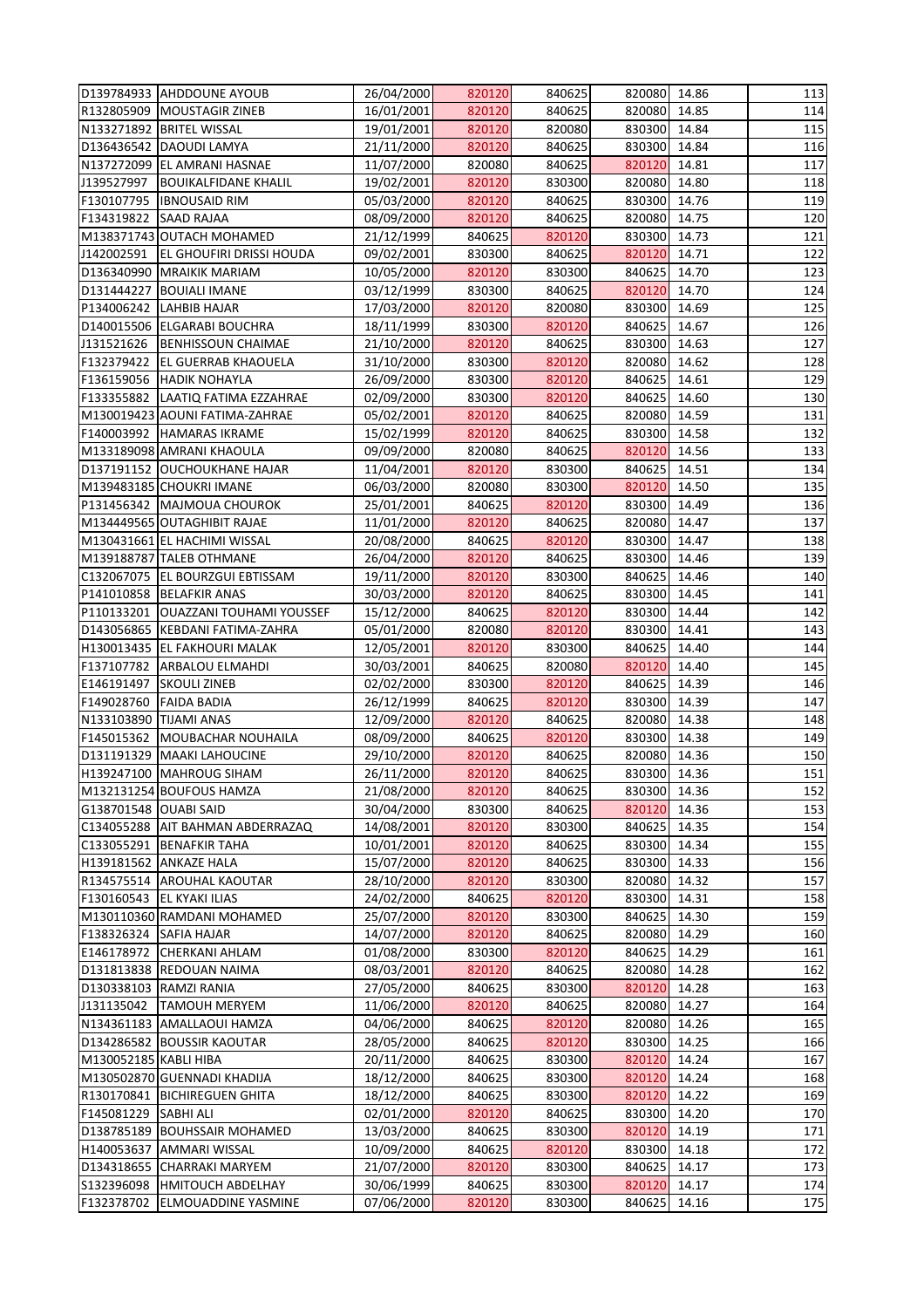| | | | | | | | |
|---|---|---|---|---|---|---|---|
| D139784933 | AHDDOUNE AYOUB | 26/04/2000 | 820120 | 840625 | 820080 | 14.86 | 113 |
| R132805909 | MOUSTAGIR ZINEB | 16/01/2001 | 820120 | 840625 | 820080 | 14.85 | 114 |
| N133271892 | BRITEL WISSAL | 19/01/2001 | 820120 | 820080 | 830300 | 14.84 | 115 |
| D136436542 | DAOUDI LAMYA | 21/11/2000 | 820120 | 840625 | 830300 | 14.84 | 116 |
| N137272099 | EL AMRANI HASNAE | 11/07/2000 | 820080 | 840625 | 820120 | 14.81 | 117 |
| J139527997 | BOUIKALFIDANE KHALIL | 19/02/2001 | 820120 | 830300 | 820080 | 14.80 | 118 |
| F130107795 | IBNOUSAID RIM | 05/03/2000 | 820120 | 840625 | 830300 | 14.76 | 119 |
| F134319822 | SAAD RAJAA | 08/09/2000 | 820120 | 840625 | 820080 | 14.75 | 120 |
| M138371743 | OUTACH MOHAMED | 21/12/1999 | 840625 | 820120 | 830300 | 14.73 | 121 |
| J142002591 | EL GHOUFIRI DRISSI HOUDA | 09/02/2001 | 830300 | 840625 | 820120 | 14.71 | 122 |
| D136340990 | MRAIKIK MARIAM | 10/05/2000 | 820120 | 830300 | 840625 | 14.70 | 123 |
| D131444227 | BOUIALI IMANE | 03/12/1999 | 830300 | 840625 | 820120 | 14.70 | 124 |
| P134006242 | LAHBIB HAJAR | 17/03/2000 | 820120 | 820080 | 830300 | 14.69 | 125 |
| D140015506 | ELGARABI BOUCHRA | 18/11/1999 | 830300 | 820120 | 840625 | 14.67 | 126 |
| J131521626 | BENHISSOUN CHAIMAE | 21/10/2000 | 820120 | 840625 | 830300 | 14.63 | 127 |
| F132379422 | EL GUERRAB KHAOUELA | 31/10/2000 | 830300 | 820120 | 820080 | 14.62 | 128 |
| F136159056 | HADIK NOHAYLA | 26/09/2000 | 830300 | 820120 | 840625 | 14.61 | 129 |
| F133355882 | LAATIQ FATIMA EZZAHRAE | 02/09/2000 | 830300 | 820120 | 840625 | 14.60 | 130 |
| M130019423 | AOUNI FATIMA-ZAHRAE | 05/02/2001 | 820120 | 840625 | 820080 | 14.59 | 131 |
| F140003992 | HAMARAS IKRAME | 15/02/1999 | 820120 | 840625 | 830300 | 14.58 | 132 |
| M133189098 | AMRANI KHAOULA | 09/09/2000 | 820080 | 840625 | 820120 | 14.56 | 133 |
| D137191152 | OUCHOUKHANE HAJAR | 11/04/2001 | 820120 | 830300 | 840625 | 14.51 | 134 |
| M139483185 | CHOUKRI IMANE | 06/03/2000 | 820080 | 830300 | 820120 | 14.50 | 135 |
| P131456342 | MAJMOUA CHOUROK | 25/01/2001 | 840625 | 820120 | 830300 | 14.49 | 136 |
| M134449565 | OUTAGHIBIT RAJAE | 11/01/2000 | 820120 | 840625 | 820080 | 14.47 | 137 |
| M130431661 | EL HACHIMI WISSAL | 20/08/2000 | 840625 | 820120 | 830300 | 14.47 | 138 |
| M139188787 | TALEB OTHMANE | 26/04/2000 | 820120 | 840625 | 830300 | 14.46 | 139 |
| C132067075 | EL BOURZGUI EBTISSAM | 19/11/2000 | 820120 | 830300 | 840625 | 14.46 | 140 |
| P141010858 | BELAFKIR ANAS | 30/03/2000 | 820120 | 840625 | 830300 | 14.45 | 141 |
| P110133201 | OUAZZANI TOUHAMI YOUSSEF | 15/12/2000 | 840625 | 820120 | 830300 | 14.44 | 142 |
| D143056865 | KEBDANI FATIMA-ZAHRA | 05/01/2000 | 820080 | 820120 | 830300 | 14.41 | 143 |
| H130013435 | EL FAKHOURI MALAK | 12/05/2001 | 820120 | 830300 | 840625 | 14.40 | 144 |
| F137107782 | ARBALOU ELMAHDI | 30/03/2001 | 840625 | 820080 | 820120 | 14.40 | 145 |
| E146191497 | SKOULI ZINEB | 02/02/2000 | 830300 | 820120 | 840625 | 14.39 | 146 |
| F149028760 | FAIDA BADIA | 26/12/1999 | 840625 | 820120 | 830300 | 14.39 | 147 |
| N133103890 | TIJAMI ANAS | 12/09/2000 | 820120 | 840625 | 820080 | 14.38 | 148 |
| F145015362 | MOUBACHAR NOUHAILA | 08/09/2000 | 840625 | 820120 | 830300 | 14.38 | 149 |
| D131191329 | MAAKI LAHOUCINE | 29/10/2000 | 820120 | 840625 | 820080 | 14.36 | 150 |
| H139247100 | MAHROUG SIHAM | 26/11/2000 | 820120 | 840625 | 830300 | 14.36 | 151 |
| M132131254 | BOUFOUS HAMZA | 21/08/2000 | 820120 | 840625 | 830300 | 14.36 | 152 |
| G138701548 | OUABI SAID | 30/04/2000 | 830300 | 840625 | 820120 | 14.36 | 153 |
| C134055288 | AIT BAHMAN ABDERRAZAQ | 14/08/2001 | 820120 | 830300 | 840625 | 14.35 | 154 |
| C133055291 | BENAFKIR TAHA | 10/01/2001 | 820120 | 840625 | 830300 | 14.34 | 155 |
| H139181562 | ANKAZE HALA | 15/07/2000 | 820120 | 840625 | 830300 | 14.33 | 156 |
| R134575514 | AROUHAL KAOUTAR | 28/10/2000 | 820120 | 830300 | 820080 | 14.32 | 157 |
| F130160543 | EL KYAKI ILIAS | 24/02/2000 | 840625 | 820120 | 830300 | 14.31 | 158 |
| M130110360 | RAMDANI MOHAMED | 25/07/2000 | 820120 | 830300 | 840625 | 14.30 | 159 |
| F138326324 | SAFIA HAJAR | 14/07/2000 | 820120 | 840625 | 820080 | 14.29 | 160 |
| E146178972 | CHERKANI AHLAM | 01/08/2000 | 830300 | 820120 | 840625 | 14.29 | 161 |
| D131813838 | REDOUAN NAIMA | 08/03/2001 | 820120 | 840625 | 820080 | 14.28 | 162 |
| D130338103 | RAMZI RANIA | 27/05/2000 | 840625 | 830300 | 820120 | 14.28 | 163 |
| J131135042 | TAMOUH MERYEM | 11/06/2000 | 820120 | 840625 | 820080 | 14.27 | 164 |
| N134361183 | AMALLAOUI HAMZA | 04/06/2000 | 840625 | 820120 | 820080 | 14.26 | 165 |
| D134286582 | BOUSSIR KAOUTAR | 28/05/2000 | 840625 | 820120 | 830300 | 14.25 | 166 |
| M130052185 | KABLI HIBA | 20/11/2000 | 840625 | 830300 | 820120 | 14.24 | 167 |
| M130502870 | GUENNADI KHADIJA | 18/12/2000 | 840625 | 830300 | 820120 | 14.24 | 168 |
| R130170841 | BICHIREGUEN GHITA | 18/12/2000 | 840625 | 830300 | 820120 | 14.22 | 169 |
| F145081229 | SABHI ALI | 02/01/2000 | 820120 | 840625 | 830300 | 14.20 | 170 |
| D138785189 | BOUHSSAIR MOHAMED | 13/03/2000 | 840625 | 830300 | 820120 | 14.19 | 171 |
| H140053637 | AMMARI WISSAL | 10/09/2000 | 840625 | 820120 | 830300 | 14.18 | 172 |
| D134318655 | CHARRAKI MARYEM | 21/07/2000 | 820120 | 830300 | 840625 | 14.17 | 173 |
| S132396098 | HMITOUCH ABDELHAY | 30/06/1999 | 840625 | 830300 | 820120 | 14.17 | 174 |
| F132378702 | ELMOUADDINE YASMINE | 07/06/2000 | 820120 | 830300 | 840625 | 14.16 | 175 |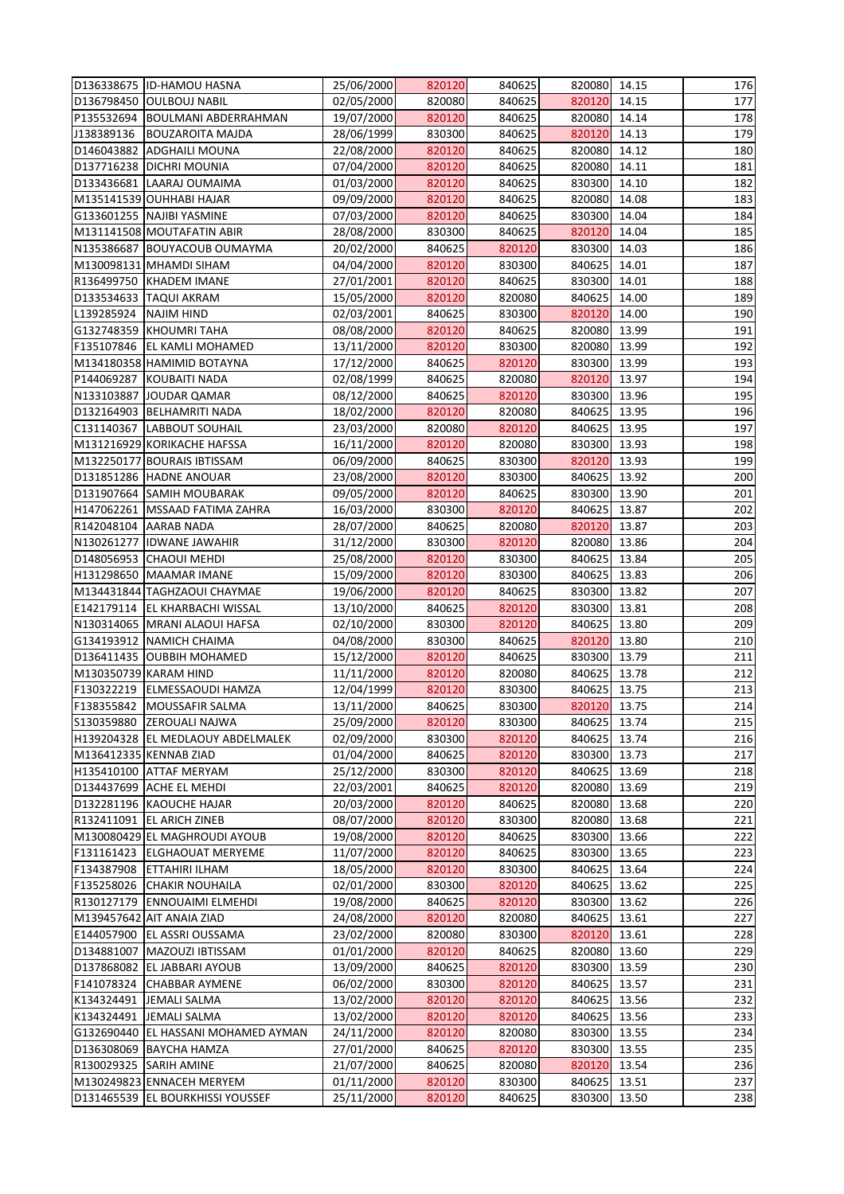| | | | | | | | |
|---|---|---|---|---|---|---|---|
| D136338675 | ID-HAMOU HASNA | 25/06/2000 | 820120 | 840625 | 820080 | 14.15 | 176 |
| D136798450 | OULBOUJ NABIL | 02/05/2000 | 820080 | 840625 | 820120 | 14.15 | 177 |
| P135532694 | BOULMANI ABDERRAHMAN | 19/07/2000 | 820120 | 840625 | 820080 | 14.14 | 178 |
| J138389136 | BOUZAROITA MAJDA | 28/06/1999 | 830300 | 840625 | 820120 | 14.13 | 179 |
| D146043882 | ADGHAILI MOUNA | 22/08/2000 | 820120 | 840625 | 820080 | 14.12 | 180 |
| D137716238 | DICHRI MOUNIA | 07/04/2000 | 820120 | 840625 | 820080 | 14.11 | 181 |
| D133436681 | LAARAJ OUMAIMA | 01/03/2000 | 820120 | 840625 | 830300 | 14.10 | 182 |
| M135141539 | OUHHABI HAJAR | 09/09/2000 | 820120 | 840625 | 820080 | 14.08 | 183 |
| G133601255 | NAJIBI YASMINE | 07/03/2000 | 820120 | 840625 | 830300 | 14.04 | 184 |
| M131141508 | MOUTAFATIN ABIR | 28/08/2000 | 830300 | 840625 | 820120 | 14.04 | 185 |
| N135386687 | BOUYACOUB OUMAYMA | 20/02/2000 | 840625 | 820120 | 830300 | 14.03 | 186 |
| M130098131 | MHAMDI SIHAM | 04/04/2000 | 820120 | 830300 | 840625 | 14.01 | 187 |
| R136499750 | KHADEM IMANE | 27/01/2001 | 820120 | 840625 | 830300 | 14.01 | 188 |
| D133534633 | TAQUI AKRAM | 15/05/2000 | 820120 | 820080 | 840625 | 14.00 | 189 |
| L139285924 | NAJIM HIND | 02/03/2001 | 840625 | 830300 | 820120 | 14.00 | 190 |
| G132748359 | KHOUMRI TAHA | 08/08/2000 | 820120 | 840625 | 820080 | 13.99 | 191 |
| F135107846 | EL KAMLI MOHAMED | 13/11/2000 | 820120 | 830300 | 820080 | 13.99 | 192 |
| M134180358 | HAMIMID BOTAYNA | 17/12/2000 | 840625 | 820120 | 830300 | 13.99 | 193 |
| P144069287 | KOUBAITI NADA | 02/08/1999 | 840625 | 820080 | 820120 | 13.97 | 194 |
| N133103887 | JOUDAR QAMAR | 08/12/2000 | 840625 | 820120 | 830300 | 13.96 | 195 |
| D132164903 | BELHAMRITI NADA | 18/02/2000 | 820120 | 820080 | 840625 | 13.95 | 196 |
| C131140367 | LABBOUT SOUHAIL | 23/03/2000 | 820080 | 820120 | 840625 | 13.95 | 197 |
| M131216929 | KORIKACHE HAFSSA | 16/11/2000 | 820120 | 820080 | 830300 | 13.93 | 198 |
| M132250177 | BOURAIS IBTISSAM | 06/09/2000 | 840625 | 830300 | 820120 | 13.93 | 199 |
| D131851286 | HADNE ANOUAR | 23/08/2000 | 820120 | 830300 | 840625 | 13.92 | 200 |
| D131907664 | SAMIH MOUBARAK | 09/05/2000 | 820120 | 840625 | 830300 | 13.90 | 201 |
| H147062261 | MSSAAD FATIMA ZAHRA | 16/03/2000 | 830300 | 820120 | 840625 | 13.87 | 202 |
| R142048104 | AARAB NADA | 28/07/2000 | 840625 | 820080 | 820120 | 13.87 | 203 |
| N130261277 | IDWANE JAWAHIR | 31/12/2000 | 830300 | 820120 | 820080 | 13.86 | 204 |
| D148056953 | CHAOUI MEHDI | 25/08/2000 | 820120 | 830300 | 840625 | 13.84 | 205 |
| H131298650 | MAAMAR IMANE | 15/09/2000 | 820120 | 830300 | 840625 | 13.83 | 206 |
| M134431844 | TAGHZAOUI CHAYMAE | 19/06/2000 | 820120 | 840625 | 830300 | 13.82 | 207 |
| E142179114 | EL KHARBACHI WISSAL | 13/10/2000 | 840625 | 820120 | 830300 | 13.81 | 208 |
| N130314065 | MRANI ALAOUI HAFSA | 02/10/2000 | 830300 | 820120 | 840625 | 13.80 | 209 |
| G134193912 | NAMICH CHAIMA | 04/08/2000 | 830300 | 840625 | 820120 | 13.80 | 210 |
| D136411435 | OUBBIH MOHAMED | 15/12/2000 | 820120 | 840625 | 830300 | 13.79 | 211 |
| M130350739 | KARAM HIND | 11/11/2000 | 820120 | 820080 | 840625 | 13.78 | 212 |
| F130322219 | ELMESSAOUDI HAMZA | 12/04/1999 | 820120 | 830300 | 840625 | 13.75 | 213 |
| F138355842 | MOUSSAFIR SALMA | 13/11/2000 | 840625 | 830300 | 820120 | 13.75 | 214 |
| S130359880 | ZEROUALI NAJWA | 25/09/2000 | 820120 | 830300 | 840625 | 13.74 | 215 |
| H139204328 | EL MEDLAOUY ABDELMALEK | 02/09/2000 | 830300 | 820120 | 840625 | 13.74 | 216 |
| M136412335 | KENNAB ZIAD | 01/04/2000 | 840625 | 820120 | 830300 | 13.73 | 217 |
| H135410100 | ATTAF MERYAM | 25/12/2000 | 830300 | 820120 | 840625 | 13.69 | 218 |
| D134437699 | ACHE EL MEHDI | 22/03/2001 | 840625 | 820120 | 820080 | 13.69 | 219 |
| D132281196 | KAOUCHE HAJAR | 20/03/2000 | 820120 | 840625 | 820080 | 13.68 | 220 |
| R132411091 | EL ARICH ZINEB | 08/07/2000 | 820120 | 830300 | 820080 | 13.68 | 221 |
| M130080429 | EL MAGHROUDI AYOUB | 19/08/2000 | 820120 | 840625 | 830300 | 13.66 | 222 |
| F131161423 | ELGHAOUAT MERYEME | 11/07/2000 | 820120 | 840625 | 830300 | 13.65 | 223 |
| F134387908 | ETTAHIRI ILHAM | 18/05/2000 | 820120 | 830300 | 840625 | 13.64 | 224 |
| F135258026 | CHAKIR NOUHAILA | 02/01/2000 | 830300 | 820120 | 840625 | 13.62 | 225 |
| R130127179 | ENNOUAIMI ELMEHDI | 19/08/2000 | 840625 | 820120 | 830300 | 13.62 | 226 |
| M139457642 | AIT ANAIA ZIAD | 24/08/2000 | 820120 | 820080 | 840625 | 13.61 | 227 |
| E144057900 | EL ASSRI OUSSAMA | 23/02/2000 | 820080 | 830300 | 820120 | 13.61 | 228 |
| D134881007 | MAZOUZI IBTISSAM | 01/01/2000 | 820120 | 840625 | 820080 | 13.60 | 229 |
| D137868082 | EL JABBARI AYOUB | 13/09/2000 | 840625 | 820120 | 830300 | 13.59 | 230 |
| F141078324 | CHABBAR AYMENE | 06/02/2000 | 830300 | 820120 | 840625 | 13.57 | 231 |
| K134324491 | JEMALI SALMA | 13/02/2000 | 820120 | 820120 | 840625 | 13.56 | 232 |
| K134324491 | JEMALI SALMA | 13/02/2000 | 820120 | 820120 | 840625 | 13.56 | 233 |
| G132690440 | EL HASSANI MOHAMED AYMAN | 24/11/2000 | 820120 | 820080 | 830300 | 13.55 | 234 |
| D136308069 | BAYCHA HAMZA | 27/01/2000 | 840625 | 820120 | 830300 | 13.55 | 235 |
| R130029325 | SARIH AMINE | 21/07/2000 | 840625 | 820080 | 820120 | 13.54 | 236 |
| M130249823 | ENNACEH MERYEM | 01/11/2000 | 820120 | 830300 | 840625 | 13.51 | 237 |
| D131465539 | EL BOURKHISSI YOUSSEF | 25/11/2000 | 820120 | 840625 | 830300 | 13.50 | 238 |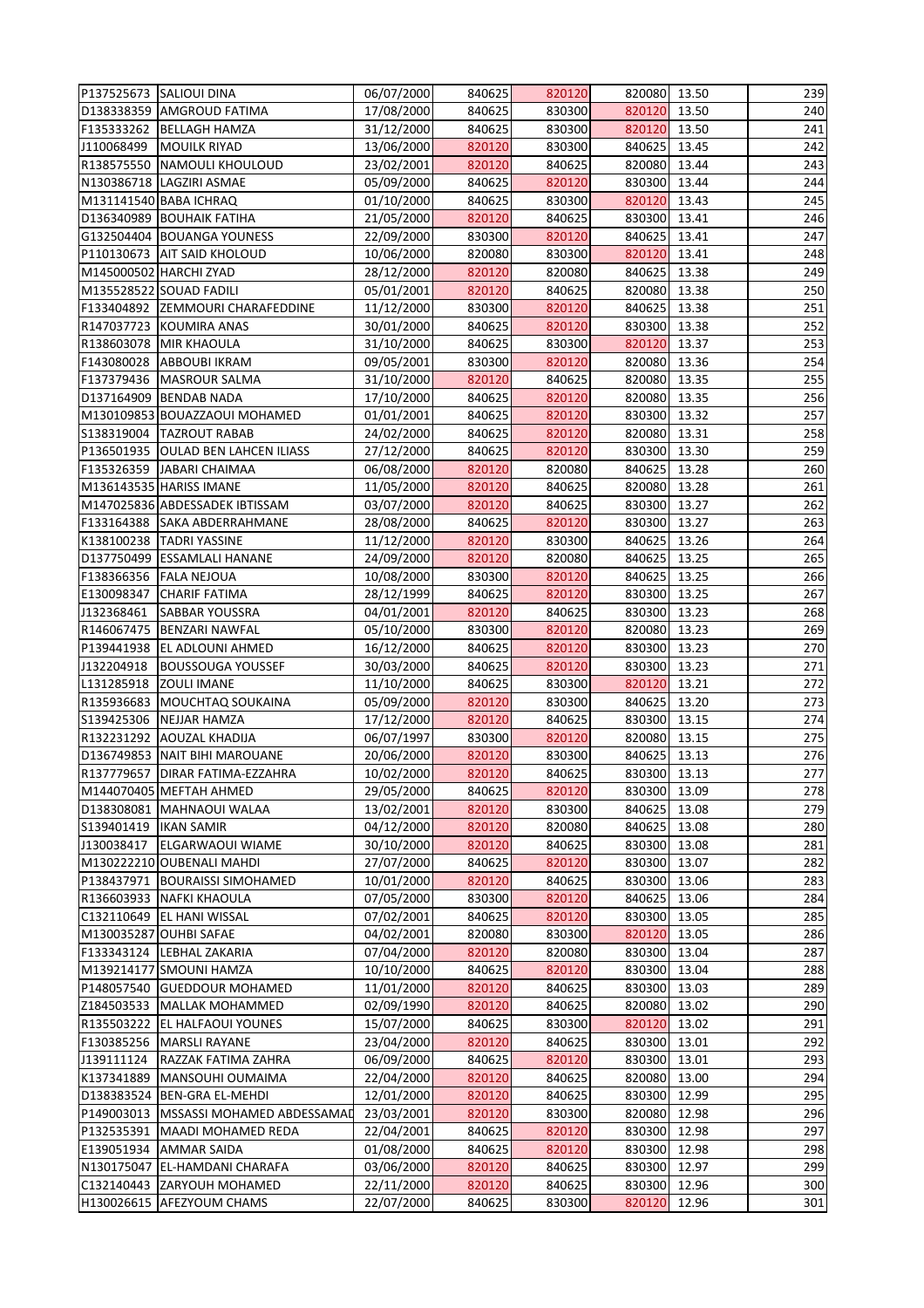| | | | | | | | |
|---|---|---|---|---|---|---|---|
| P137525673 | SALIOUI DINA | 06/07/2000 | 840625 | 820120 | 820080 | 13.50 | 239 |
| D138338359 | AMGROUD FATIMA | 17/08/2000 | 840625 | 830300 | 820120 | 13.50 | 240 |
| F135333262 | BELLAGH HAMZA | 31/12/2000 | 840625 | 830300 | 820120 | 13.50 | 241 |
| J110068499 | MOUILK RIYAD | 13/06/2000 | 820120 | 830300 | 840625 | 13.45 | 242 |
| R138575550 | NAMOULI KHOULOUD | 23/02/2001 | 820120 | 840625 | 820080 | 13.44 | 243 |
| N130386718 | LAGZIRI ASMAE | 05/09/2000 | 840625 | 820120 | 830300 | 13.44 | 244 |
| M131141540 | BABA ICHRAQ | 01/10/2000 | 840625 | 830300 | 820120 | 13.43 | 245 |
| D136340989 | BOUHAIK FATIHA | 21/05/2000 | 820120 | 840625 | 830300 | 13.41 | 246 |
| G132504404 | BOUANGA YOUNESS | 22/09/2000 | 830300 | 820120 | 840625 | 13.41 | 247 |
| P110130673 | AIT SAID KHOLOUD | 10/06/2000 | 820080 | 830300 | 820120 | 13.41 | 248 |
| M145000502 | HARCHI ZYAD | 28/12/2000 | 820120 | 820080 | 840625 | 13.38 | 249 |
| M135528522 | SOUAD FADILI | 05/01/2001 | 820120 | 840625 | 820080 | 13.38 | 250 |
| F133404892 | ZEMMOURI CHARAFEDDINE | 11/12/2000 | 830300 | 820120 | 840625 | 13.38 | 251 |
| R147037723 | KOUMIRA ANAS | 30/01/2000 | 840625 | 820120 | 830300 | 13.38 | 252 |
| R138603078 | MIR KHAOULA | 31/10/2000 | 840625 | 830300 | 820120 | 13.37 | 253 |
| F143080028 | ABBOUBI IKRAM | 09/05/2001 | 830300 | 820120 | 820080 | 13.36 | 254 |
| F137379436 | MASROUR SALMA | 31/10/2000 | 820120 | 840625 | 820080 | 13.35 | 255 |
| D137164909 | BENDAB NADA | 17/10/2000 | 840625 | 820120 | 820080 | 13.35 | 256 |
| M130109853 | BOUAZZAOUI MOHAMED | 01/01/2001 | 840625 | 820120 | 830300 | 13.32 | 257 |
| S138319004 | TAZROUT RABAB | 24/02/2000 | 840625 | 820120 | 820080 | 13.31 | 258 |
| P136501935 | OULAD BEN LAHCEN ILIASS | 27/12/2000 | 840625 | 820120 | 830300 | 13.30 | 259 |
| F135326359 | JABARI CHAIMAA | 06/08/2000 | 820120 | 820080 | 840625 | 13.28 | 260 |
| M136143535 | HARISS IMANE | 11/05/2000 | 820120 | 840625 | 820080 | 13.28 | 261 |
| M147025836 | ABDESSADEK IBTISSAM | 03/07/2000 | 820120 | 840625 | 830300 | 13.27 | 262 |
| F133164388 | SAKA ABDERRAHMANE | 28/08/2000 | 840625 | 820120 | 830300 | 13.27 | 263 |
| K138100238 | TADRI YASSINE | 11/12/2000 | 820120 | 830300 | 840625 | 13.26 | 264 |
| D137750499 | ESSAMLALI HANANE | 24/09/2000 | 820120 | 820080 | 840625 | 13.25 | 265 |
| F138366356 | FALA NEJOUA | 10/08/2000 | 830300 | 820120 | 840625 | 13.25 | 266 |
| E130098347 | CHARIF FATIMA | 28/12/1999 | 840625 | 820120 | 830300 | 13.25 | 267 |
| J132368461 | SABBAR YOUSSRA | 04/01/2001 | 820120 | 840625 | 830300 | 13.23 | 268 |
| R146067475 | BENZARI NAWFAL | 05/10/2000 | 830300 | 820120 | 820080 | 13.23 | 269 |
| P139441938 | EL ADLOUNI AHMED | 16/12/2000 | 840625 | 820120 | 830300 | 13.23 | 270 |
| J132204918 | BOUSSOUGA YOUSSEF | 30/03/2000 | 840625 | 820120 | 830300 | 13.23 | 271 |
| L131285918 | ZOULI IMANE | 11/10/2000 | 840625 | 830300 | 820120 | 13.21 | 272 |
| R135936683 | MOUCHTAQ SOUKAINA | 05/09/2000 | 820120 | 830300 | 840625 | 13.20 | 273 |
| S139425306 | NEJJAR HAMZA | 17/12/2000 | 820120 | 840625 | 830300 | 13.15 | 274 |
| R132231292 | AOUZAL KHADIJA | 06/07/1997 | 830300 | 820120 | 820080 | 13.15 | 275 |
| D136749853 | NAIT BIHI MAROUANE | 20/06/2000 | 820120 | 830300 | 840625 | 13.13 | 276 |
| R137779657 | DIRAR FATIMA-EZZAHRA | 10/02/2000 | 820120 | 840625 | 830300 | 13.13 | 277 |
| M144070405 | MEFTAH AHMED | 29/05/2000 | 840625 | 820120 | 830300 | 13.09 | 278 |
| D138308081 | MAHNAOUI WALAA | 13/02/2001 | 820120 | 830300 | 840625 | 13.08 | 279 |
| S139401419 | IKAN SAMIR | 04/12/2000 | 820120 | 820080 | 840625 | 13.08 | 280 |
| J130038417 | ELGARWAOUI WIAME | 30/10/2000 | 820120 | 840625 | 830300 | 13.08 | 281 |
| M130222210 | OUBENALI MAHDI | 27/07/2000 | 840625 | 820120 | 830300 | 13.07 | 282 |
| P138437971 | BOURAISSI SIMOHAMED | 10/01/2000 | 820120 | 840625 | 830300 | 13.06 | 283 |
| R136603933 | NAFKI KHAOULA | 07/05/2000 | 830300 | 820120 | 840625 | 13.06 | 284 |
| C132110649 | EL HANI WISSAL | 07/02/2001 | 840625 | 820120 | 830300 | 13.05 | 285 |
| M130035287 | OUHBI SAFAE | 04/02/2001 | 820080 | 830300 | 820120 | 13.05 | 286 |
| F133343124 | LEBHAL ZAKARIA | 07/04/2000 | 820120 | 820080 | 830300 | 13.04 | 287 |
| M139214177 | SMOUNI HAMZA | 10/10/2000 | 840625 | 820120 | 830300 | 13.04 | 288 |
| P148057540 | GUEDDOUR MOHAMED | 11/01/2000 | 820120 | 840625 | 830300 | 13.03 | 289 |
| Z184503533 | MALLAK MOHAMMED | 02/09/1990 | 820120 | 840625 | 820080 | 13.02 | 290 |
| R135503222 | EL HALFAOUI YOUNES | 15/07/2000 | 840625 | 830300 | 820120 | 13.02 | 291 |
| F130385256 | MARSLI RAYANE | 23/04/2000 | 820120 | 840625 | 830300 | 13.01 | 292 |
| J139111124 | RAZZAK FATIMA ZAHRA | 06/09/2000 | 840625 | 820120 | 830300 | 13.01 | 293 |
| K137341889 | MANSOUHI OUMAIMA | 22/04/2000 | 820120 | 840625 | 820080 | 13.00 | 294 |
| D138383524 | BEN-GRA EL-MEHDI | 12/01/2000 | 820120 | 840625 | 830300 | 12.99 | 295 |
| P149003013 | MSSASSI MOHAMED ABDESSAMAD | 23/03/2001 | 820120 | 830300 | 820080 | 12.98 | 296 |
| P132535391 | MAADI MOHAMED REDA | 22/04/2001 | 840625 | 820120 | 830300 | 12.98 | 297 |
| E139051934 | AMMAR SAIDA | 01/08/2000 | 840625 | 820120 | 830300 | 12.98 | 298 |
| N130175047 | EL-HAMDANI CHARAFA | 03/06/2000 | 820120 | 840625 | 830300 | 12.97 | 299 |
| C132140443 | ZARYOUH MOHAMED | 22/11/2000 | 820120 | 840625 | 830300 | 12.96 | 300 |
| H130026615 | AFEZYOUM CHAMS | 22/07/2000 | 840625 | 830300 | 820120 | 12.96 | 301 |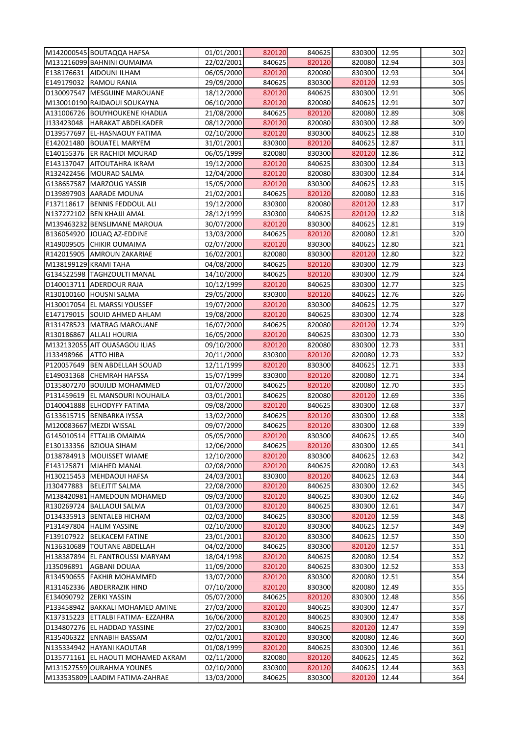| | | | | | | | |
|---|---|---|---|---|---|---|---|
| M142000545 | BOUTAQQA HAFSA | 01/01/2001 | 820120 | 840625 | 830300 | 12.95 | 302 |
| M131216099 | BAHNINI OUMAIMA | 22/02/2001 | 840625 | 820120 | 820080 | 12.94 | 303 |
| E138176631 | AIDOUNI ILHAM | 06/05/2000 | 820120 | 820080 | 830300 | 12.93 | 304 |
| E149179032 | RAMOU RANIA | 29/09/2000 | 840625 | 830300 | 820120 | 12.93 | 305 |
| D130097547 | MESGUINE MAROUANE | 18/12/2000 | 820120 | 840625 | 830300 | 12.91 | 306 |
| M130010190 | RAJDAOUI SOUKAYNA | 06/10/2000 | 820120 | 820080 | 840625 | 12.91 | 307 |
| A131006726 | BOUYHOUKENE KHADIJA | 21/08/2000 | 840625 | 820120 | 820080 | 12.89 | 308 |
| J133423048 | HARAKAT ABDELKADER | 08/12/2000 | 820120 | 820080 | 830300 | 12.88 | 309 |
| D139577697 | EL-HASNAOUY FATIMA | 02/10/2000 | 820120 | 830300 | 840625 | 12.88 | 310 |
| E142021480 | BOUATEL MARYEM | 31/01/2001 | 830300 | 820120 | 840625 | 12.87 | 311 |
| E140155376 | ER RACHIDI MOURAD | 06/05/1999 | 820080 | 830300 | 820120 | 12.86 | 312 |
| E143137047 | AITOUTAHRA IKRAM | 19/12/2000 | 820120 | 840625 | 830300 | 12.84 | 313 |
| R132422456 | MOURAD SALMA | 12/04/2000 | 820120 | 820080 | 830300 | 12.84 | 314 |
| G138657587 | MARZOUG YASSIR | 15/05/2000 | 820120 | 830300 | 840625 | 12.83 | 315 |
| D139897903 | AARADE MOUNA | 21/02/2001 | 840625 | 820120 | 820080 | 12.83 | 316 |
| F137118617 | BENNIS FEDDOUL ALI | 19/12/2000 | 830300 | 820080 | 820120 | 12.83 | 317 |
| N137272102 | BEN KHAJJI AMAL | 28/12/1999 | 830300 | 840625 | 820120 | 12.82 | 318 |
| M139463232 | BENSLIMANE MAROUA | 30/07/2000 | 820120 | 830300 | 840625 | 12.81 | 319 |
| B136054920 | JOUAQ AZ-EDDINE | 13/03/2000 | 840625 | 820120 | 820080 | 12.81 | 320 |
| R149009505 | CHIKIR OUMAIMA | 02/07/2000 | 820120 | 830300 | 840625 | 12.80 | 321 |
| R142015905 | AMROUN ZAKARIAE | 16/02/2001 | 820080 | 830300 | 820120 | 12.80 | 322 |
| M138199129 | KRAMI TAHA | 04/08/2000 | 840625 | 820120 | 830300 | 12.79 | 323 |
| G134522598 | TAGHZOULTI MANAL | 14/10/2000 | 840625 | 820120 | 830300 | 12.79 | 324 |
| D140013711 | ADERDOUR RAJA | 10/12/1999 | 820120 | 840625 | 830300 | 12.77 | 325 |
| R130100160 | HOUSNI SALMA | 29/05/2000 | 830300 | 820120 | 840625 | 12.76 | 326 |
| H130017054 | EL MARSSI YOUSSEF | 19/07/2000 | 820120 | 830300 | 840625 | 12.75 | 327 |
| E147179015 | SOUID AHMED AHLAM | 19/08/2000 | 820120 | 840625 | 830300 | 12.74 | 328 |
| R131478523 | MATRAG MAROUANE | 16/07/2000 | 840625 | 820080 | 820120 | 12.74 | 329 |
| R130186867 | ALLALI HOURIA | 16/05/2000 | 820120 | 840625 | 830300 | 12.73 | 330 |
| M132132055 | AIT OUASAGOU ILIAS | 09/10/2000 | 820120 | 820080 | 830300 | 12.73 | 331 |
| J133498966 | ATTO HIBA | 20/11/2000 | 830300 | 820120 | 820080 | 12.73 | 332 |
| P120057649 | BEN ABDELLAH SOUAD | 12/11/1999 | 820120 | 830300 | 840625 | 12.71 | 333 |
| E149031368 | CHEMRAH HAFSSA | 15/07/1999 | 830300 | 820120 | 820080 | 12.71 | 334 |
| D135807270 | BOUJLID MOHAMMED | 01/07/2000 | 840625 | 820120 | 820080 | 12.70 | 335 |
| P131459619 | EL MANSOURI NOUHAILA | 03/01/2001 | 840625 | 820080 | 820120 | 12.69 | 336 |
| D140041888 | ELHODYFY FATIMA | 09/08/2000 | 820120 | 840625 | 830300 | 12.68 | 337 |
| G133615715 | BENBARKA IYSSA | 13/02/2000 | 840625 | 820120 | 830300 | 12.68 | 338 |
| M120083667 | MEZDI WISSAL | 09/07/2000 | 840625 | 820120 | 830300 | 12.68 | 339 |
| G145010514 | ETTALIB OMAIMA | 05/05/2000 | 820120 | 830300 | 840625 | 12.65 | 340 |
| E130133356 | BZIOUA SIHAM | 12/06/2000 | 840625 | 820120 | 830300 | 12.65 | 341 |
| D138784913 | MOUISSET WIAME | 12/10/2000 | 820120 | 830300 | 840625 | 12.63 | 342 |
| E143125871 | MJAHED MANAL | 02/08/2000 | 820120 | 840625 | 820080 | 12.63 | 343 |
| H130215453 | MEHDAOUI HAFSA | 24/03/2001 | 830300 | 820120 | 840625 | 12.63 | 344 |
| J130477883 | BELEJTIT SALMA | 22/08/2000 | 820120 | 840625 | 830300 | 12.62 | 345 |
| M138420981 | HAMEDOUN MOHAMED | 09/03/2000 | 820120 | 840625 | 830300 | 12.62 | 346 |
| R130269724 | BALLAOUI SALMA | 01/03/2000 | 820120 | 840625 | 830300 | 12.61 | 347 |
| D134335913 | BENTALEB HICHAM | 02/03/2000 | 840625 | 830300 | 820120 | 12.59 | 348 |
| P131497804 | HALIM YASSINE | 02/10/2000 | 820120 | 830300 | 840625 | 12.57 | 349 |
| F139107922 | BELKACEM FATINE | 23/01/2001 | 820120 | 830300 | 840625 | 12.57 | 350 |
| N136310689 | TOUTANE ABDELLAH | 04/02/2000 | 840625 | 830300 | 820120 | 12.57 | 351 |
| H138387894 | EL FANTROUSSI MARYAM | 18/04/1998 | 820120 | 840625 | 820080 | 12.54 | 352 |
| J135096891 | AGBANI DOUAA | 11/09/2000 | 820120 | 840625 | 830300 | 12.52 | 353 |
| R134590655 | FAKHIR MOHAMMED | 13/07/2000 | 820120 | 830300 | 820080 | 12.51 | 354 |
| R131462336 | ABDERRAZIK HIND | 07/10/2000 | 820120 | 830300 | 820080 | 12.49 | 355 |
| E134090792 | ZERKI YASSIN | 05/07/2000 | 840625 | 820120 | 830300 | 12.48 | 356 |
| P133458942 | BAKKALI MOHAMED AMINE | 27/03/2000 | 820120 | 840625 | 830300 | 12.47 | 357 |
| K137315223 | ETTALBI FATIMA- EZZAHRA | 16/06/2000 | 820120 | 840625 | 830300 | 12.47 | 358 |
| D134807276 | EL HADDAD YASSINE | 27/02/2001 | 830300 | 840625 | 820120 | 12.47 | 359 |
| R135406322 | ENNABIH BASSAM | 02/01/2001 | 820120 | 830300 | 820080 | 12.46 | 360 |
| N135334942 | HAYANI KAOUTAR | 01/08/1999 | 820120 | 840625 | 830300 | 12.46 | 361 |
| D135771161 | EL HAOUTI MOHAMED AKRAM | 02/11/2000 | 820080 | 820120 | 840625 | 12.45 | 362 |
| M131527559 | OURAHMA YOUNES | 02/10/2000 | 830300 | 820120 | 840625 | 12.44 | 363 |
| M133535809 | LAADIM FATIMA-ZAHRAE | 13/03/2000 | 840625 | 830300 | 820120 | 12.44 | 364 |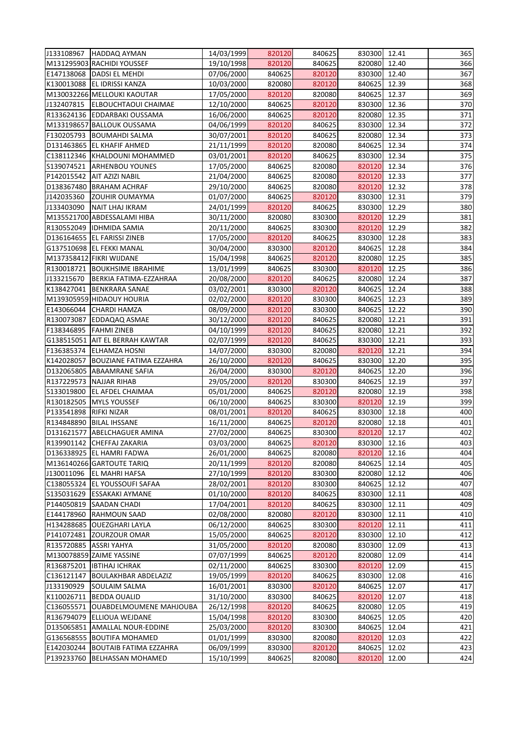| | | | | | | | |
|---|---|---|---|---|---|---|---|
| J133108967 | HADDAQ AYMAN | 14/03/1999 | 820120 | 840625 | 830300 | 12.41 | 365 |
| M131295903 | RACHIDI YOUSSEF | 19/10/1998 | 820120 | 840625 | 820080 | 12.40 | 366 |
| E147138068 | DADSI EL MEHDI | 07/06/2000 | 840625 | 820120 | 830300 | 12.40 | 367 |
| K130013088 | EL IDRISSI KANZA | 10/03/2000 | 820080 | 820120 | 840625 | 12.39 | 368 |
| M130032266 | MELLOUKI KAOUTAR | 17/05/2000 | 820120 | 820080 | 840625 | 12.37 | 369 |
| J132407815 | ELBOUCHTAOUI CHAIMAE | 12/10/2000 | 840625 | 820120 | 830300 | 12.36 | 370 |
| R133624136 | EDDARBAKI OUSSAMA | 16/06/2000 | 840625 | 820120 | 820080 | 12.35 | 371 |
| M133198657 | BALLOUK OUSSAMA | 04/06/1999 | 820120 | 840625 | 830300 | 12.34 | 372 |
| F130205793 | BOUMAHDI SALMA | 30/07/2001 | 820120 | 840625 | 820080 | 12.34 | 373 |
| D131463865 | EL KHAFIF AHMED | 21/11/1999 | 820120 | 820080 | 840625 | 12.34 | 374 |
| C138112346 | KHALDOUNI MOHAMMED | 03/01/2001 | 820120 | 840625 | 830300 | 12.34 | 375 |
| S139074521 | ARHENBOU YOUNES | 17/05/2000 | 840625 | 820080 | 820120 | 12.34 | 376 |
| P142015542 | AIT AZIZI NABIL | 21/04/2000 | 840625 | 820080 | 820120 | 12.33 | 377 |
| D138367480 | BRAHAM ACHRAF | 29/10/2000 | 840625 | 820080 | 820120 | 12.32 | 378 |
| J142035360 | ZOUHIR OUMAYMA | 01/07/2000 | 840625 | 820120 | 830300 | 12.31 | 379 |
| J133403090 | NAIT LHAJ IKRAM | 24/01/1999 | 820120 | 840625 | 830300 | 12.29 | 380 |
| M135521700 | ABDESSALAMI HIBA | 30/11/2000 | 820080 | 830300 | 820120 | 12.29 | 381 |
| R130552049 | IDHMIDA SAMIA | 20/11/2000 | 840625 | 830300 | 820120 | 12.29 | 382 |
| D136164655 | EL FARISSI ZINEB | 17/05/2000 | 820120 | 840625 | 830300 | 12.28 | 383 |
| G137510698 | EL FEKKI MANAL | 30/04/2000 | 830300 | 820120 | 840625 | 12.28 | 384 |
| M137358412 | FIKRI WIJDANE | 15/04/1998 | 840625 | 820120 | 820080 | 12.25 | 385 |
| R130018721 | BOUKHSIME IBRAHIME | 13/01/1999 | 840625 | 830300 | 820120 | 12.25 | 386 |
| J133215670 | BERKIA FATIMA-EZZAHRAA | 20/08/2000 | 820120 | 840625 | 820080 | 12.24 | 387 |
| K138427041 | BENKRARA SANAE | 03/02/2001 | 830300 | 820120 | 840625 | 12.24 | 388 |
| M139305959 | HIDAOUY HOURIA | 02/02/2000 | 820120 | 830300 | 840625 | 12.23 | 389 |
| E143066044 | CHARDI HAMZA | 08/09/2000 | 820120 | 830300 | 840625 | 12.22 | 390 |
| R130073087 | EDDAQAQ ASMAE | 30/12/2000 | 820120 | 840625 | 820080 | 12.21 | 391 |
| F138346895 | FAHMI ZINEB | 04/10/1999 | 820120 | 840625 | 820080 | 12.21 | 392 |
| G138515051 | AIT EL BERRAH KAWTAR | 02/07/1999 | 820120 | 840625 | 830300 | 12.21 | 393 |
| F136385374 | ELHAMZA HOSNI | 14/07/2000 | 830300 | 820080 | 820120 | 12.21 | 394 |
| K142028057 | BOUZIANE FATIMA EZZAHRA | 26/10/2000 | 820120 | 840625 | 830300 | 12.20 | 395 |
| D132065805 | ABAAMRANE SAFIA | 26/04/2000 | 830300 | 820120 | 840625 | 12.20 | 396 |
| R137229573 | NAJJAR RIHAB | 29/05/2000 | 820120 | 830300 | 840625 | 12.19 | 397 |
| S133019800 | EL AFDEL CHAIMAA | 05/01/2000 | 840625 | 820120 | 820080 | 12.19 | 398 |
| R130182505 | MYLS YOUSSEF | 06/10/2000 | 840625 | 830300 | 820120 | 12.19 | 399 |
| P133541898 | RIFKI NIZAR | 08/01/2001 | 820120 | 840625 | 830300 | 12.18 | 400 |
| R134848890 | BILAL IHSSANE | 16/11/2000 | 840625 | 820120 | 820080 | 12.18 | 401 |
| D131621577 | ABELCHAGUER AMINA | 27/02/2000 | 840625 | 830300 | 820120 | 12.17 | 402 |
| R139901142 | CHEFFAJ ZAKARIA | 03/03/2000 | 840625 | 820120 | 830300 | 12.16 | 403 |
| D136338925 | EL HAMRI FADWA | 26/01/2000 | 840625 | 820080 | 820120 | 12.16 | 404 |
| M136140266 | GARTOUTE TARIQ | 20/11/1999 | 820120 | 820080 | 840625 | 12.14 | 405 |
| J130011096 | EL MAHRI HAFSA | 27/10/1999 | 820120 | 830300 | 820080 | 12.12 | 406 |
| C138055324 | EL YOUSSOUFI SAFAA | 28/02/2001 | 820120 | 830300 | 840625 | 12.12 | 407 |
| S135031629 | ESSAKAKI AYMANE | 01/10/2000 | 820120 | 840625 | 830300 | 12.11 | 408 |
| P144050819 | SAADAN CHADI | 17/04/2001 | 820120 | 840625 | 830300 | 12.11 | 409 |
| E144178960 | RAHMOUN SAAD | 02/08/2000 | 820080 | 820120 | 830300 | 12.11 | 410 |
| H134288685 | OUEZGHARI LAYLA | 06/12/2000 | 840625 | 830300 | 820120 | 12.11 | 411 |
| P141072481 | ZOURZOUR OMAR | 15/05/2000 | 840625 | 820120 | 830300 | 12.10 | 412 |
| R135720885 | ASSRI YAHYA | 31/05/2000 | 820120 | 820080 | 830300 | 12.09 | 413 |
| M130078859 | ZAIME YASSINE | 07/07/1999 | 840625 | 820120 | 820080 | 12.09 | 414 |
| R136875201 | IBTIHAJ ICHRAK | 02/11/2000 | 840625 | 830300 | 820120 | 12.09 | 415 |
| C136121147 | BOULAKHBAR ABDELAZIZ | 19/05/1999 | 820120 | 840625 | 830300 | 12.08 | 416 |
| J133190929 | SOULAIM SALMA | 16/01/2001 | 830300 | 820120 | 840625 | 12.07 | 417 |
| K110026711 | BEDDA OUALID | 31/10/2000 | 830300 | 840625 | 820120 | 12.07 | 418 |
| C136055571 | OUABDELMOUMENE MAHJOUBA | 26/12/1998 | 820120 | 840625 | 820080 | 12.05 | 419 |
| R136794079 | ELLIOUA WEJDANE | 15/04/1998 | 820120 | 830300 | 840625 | 12.05 | 420 |
| D135065851 | AMALLAL NOUR-EDDINE | 25/03/2000 | 820120 | 830300 | 840625 | 12.04 | 421 |
| G136568555 | BOUTIFA MOHAMED | 01/01/1999 | 830300 | 820080 | 820120 | 12.03 | 422 |
| E142030244 | BOUTAIB FATIMA EZZAHRA | 06/09/1999 | 830300 | 820120 | 840625 | 12.02 | 423 |
| P139233760 | BELHASSAN MOHAMED | 15/10/1999 | 840625 | 820080 | 820120 | 12.00 | 424 |